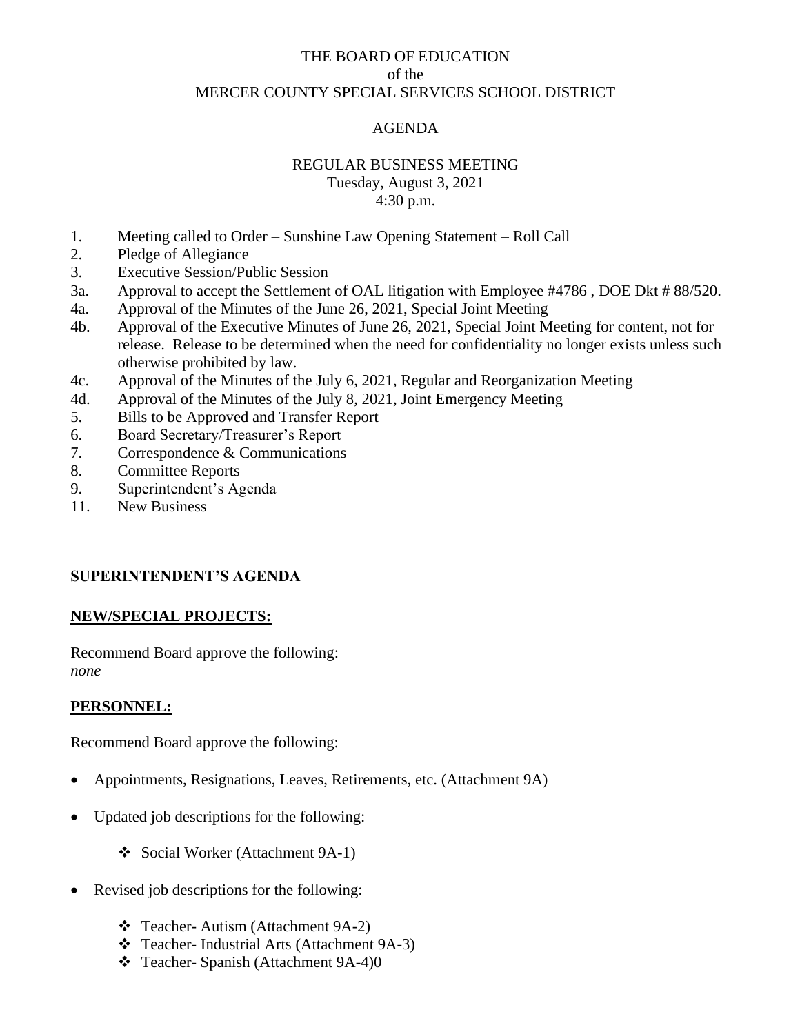THE BOARD OF EDUCATION
of the
MERCER COUNTY SPECIAL SERVICES SCHOOL DISTRICT

AGENDA

REGULAR BUSINESS MEETING
Tuesday, August 3, 2021
4:30 p.m.

1. Meeting called to Order – Sunshine Law Opening Statement – Roll Call
2. Pledge of Allegiance
3. Executive Session/Public Session
3a. Approval to accept the Settlement of OAL litigation with Employee #4786 , DOE Dkt # 88/520.
4a. Approval of the Minutes of the June 26, 2021, Special Joint Meeting
4b. Approval of the Executive Minutes of June 26, 2021, Special Joint Meeting for content, not for release. Release to be determined when the need for confidentiality no longer exists unless such otherwise prohibited by law.
4c. Approval of the Minutes of the July 6, 2021, Regular and Reorganization Meeting
4d. Approval of the Minutes of the July 8, 2021, Joint Emergency Meeting
5. Bills to be Approved and Transfer Report
6. Board Secretary/Treasurer's Report
7. Correspondence & Communications
8. Committee Reports
9. Superintendent's Agenda
11. New Business

## SUPERINTENDENT'S AGENDA

### NEW/SPECIAL PROJECTS:

Recommend Board approve the following:
*none*

### PERSONNEL:

Recommend Board approve the following:

- Appointments, Resignations, Leaves, Retirements, etc. (Attachment 9A)
- Updated job descriptions for the following:
  - Social Worker (Attachment 9A-1)
- Revised job descriptions for the following:
  - Teacher- Autism (Attachment 9A-2)
  - Teacher- Industrial Arts (Attachment 9A-3)
  - Teacher- Spanish (Attachment 9A-4)0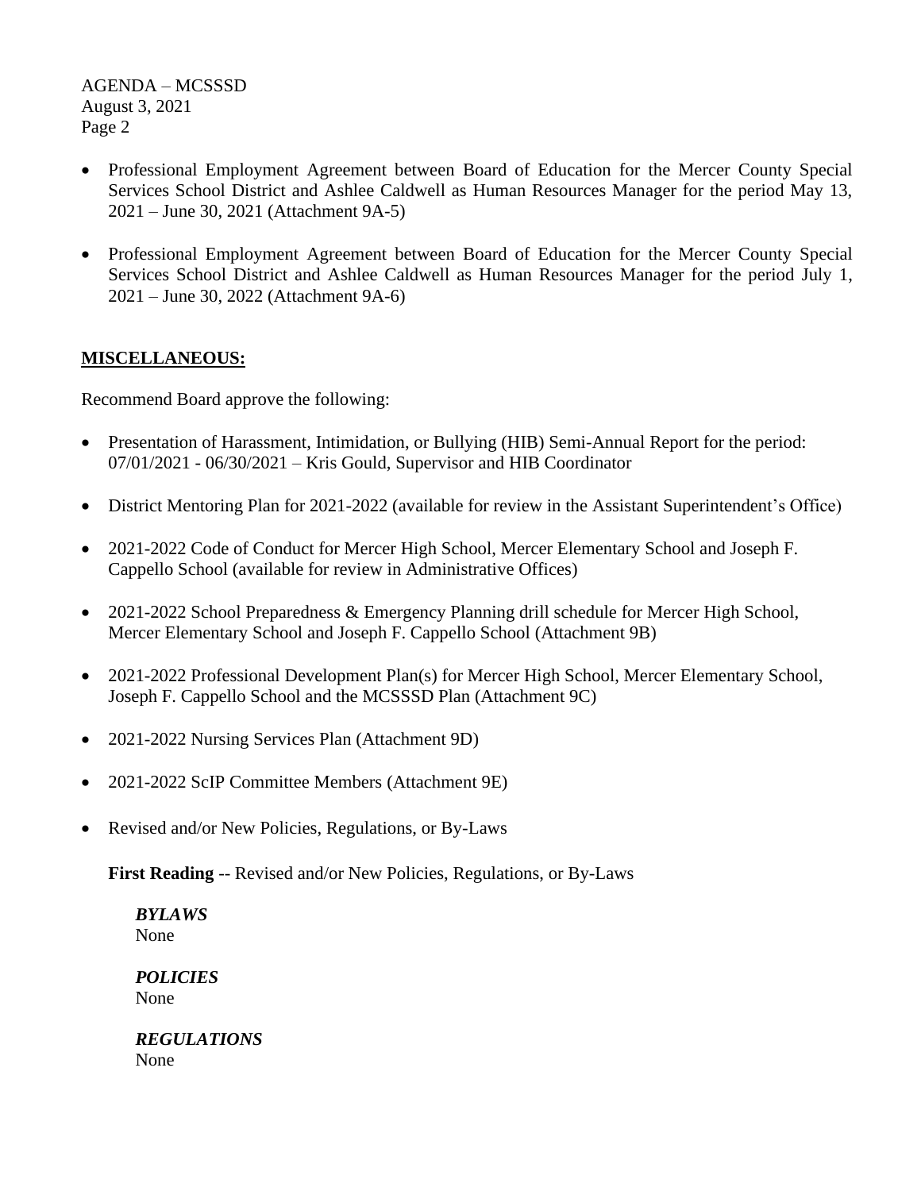- Professional Employment Agreement between Board of Education for the Mercer County Special Services School District and Ashlee Caldwell as Human Resources Manager for the period May 13, 2021 – June 30, 2021 (Attachment 9A-5)

- Professional Employment Agreement between Board of Education for the Mercer County Special Services School District and Ashlee Caldwell as Human Resources Manager for the period July 1, 2021 – June 30, 2022 (Attachment 9A-6)

**MISCELLANEOUS:**

Recommend Board approve the following:

- Presentation of Harassment, Intimidation, or Bullying (HIB) Semi-Annual Report for the period: 07/01/2021 - 06/30/2021 – Kris Gould, Supervisor and HIB Coordinator

- District Mentoring Plan for 2021-2022 (available for review in the Assistant Superintendent's Office)

- 2021-2022 Code of Conduct for Mercer High School, Mercer Elementary School and Joseph F. Cappello School (available for review in Administrative Offices)

- 2021-2022 School Preparedness & Emergency Planning drill schedule for Mercer High School, Mercer Elementary School and Joseph F. Cappello School (Attachment 9B)

- 2021-2022 Professional Development Plan(s) for Mercer High School, Mercer Elementary School, Joseph F. Cappello School and the MCSSSD Plan (Attachment 9C)

- 2021-2022 Nursing Services Plan (Attachment 9D)

- 2021-2022 ScIP Committee Members (Attachment 9E)

- Revised and/or New Policies, Regulations, or By-Laws

  **First Reading** -- Revised and/or New Policies, Regulations, or By-Laws

  ***BYLAWS***
  None

  ***POLICIES***
  None

  ***REGULATIONS***
  None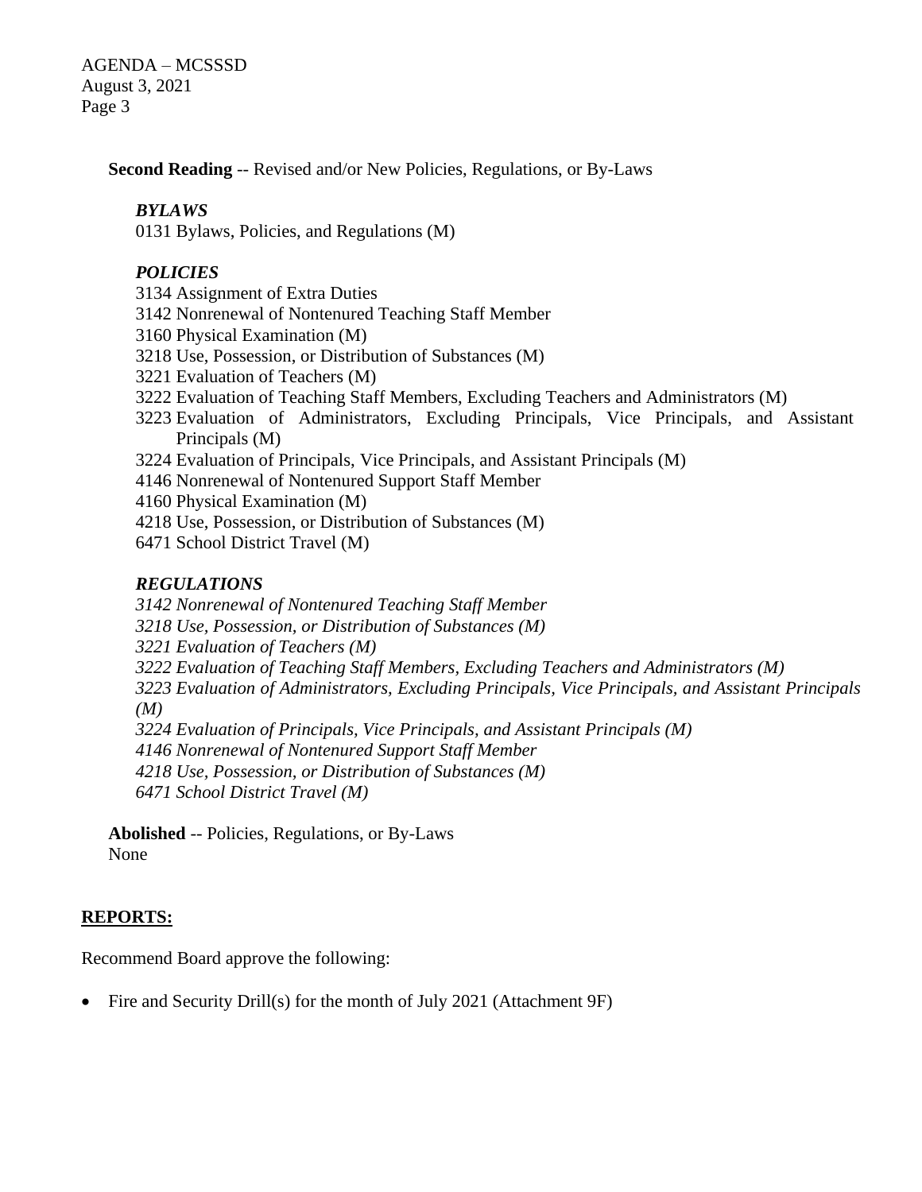**Second Reading** -- Revised and/or New Policies, Regulations, or By-Laws

*BYLAWS*

0131 Bylaws, Policies, and Regulations (M)

*POLICIES*

3134 Assignment of Extra Duties
3142 Nonrenewal of Nontenured Teaching Staff Member
3160 Physical Examination (M)
3218 Use, Possession, or Distribution of Substances (M)
3221 Evaluation of Teachers (M)
3222 Evaluation of Teaching Staff Members, Excluding Teachers and Administrators (M)
3223 Evaluation of Administrators, Excluding Principals, Vice Principals, and Assistant Principals (M)
3224 Evaluation of Principals, Vice Principals, and Assistant Principals (M)
4146 Nonrenewal of Nontenured Support Staff Member
4160 Physical Examination (M)
4218 Use, Possession, or Distribution of Substances (M)
6471 School District Travel (M)

*REGULATIONS*

*3142 Nonrenewal of Nontenured Teaching Staff Member*
*3218 Use, Possession, or Distribution of Substances (M)*
*3221 Evaluation of Teachers (M)*
*3222 Evaluation of Teaching Staff Members, Excluding Teachers and Administrators (M)*
*3223 Evaluation of Administrators, Excluding Principals, Vice Principals, and Assistant Principals (M)*
*3224 Evaluation of Principals, Vice Principals, and Assistant Principals (M)*
*4146 Nonrenewal of Nontenured Support Staff Member*
*4218 Use, Possession, or Distribution of Substances (M)*
*6471 School District Travel (M)*

**Abolished** -- Policies, Regulations, or By-Laws
None

## **REPORTS:**

Recommend Board approve the following:

- Fire and Security Drill(s) for the month of July 2021 (Attachment 9F)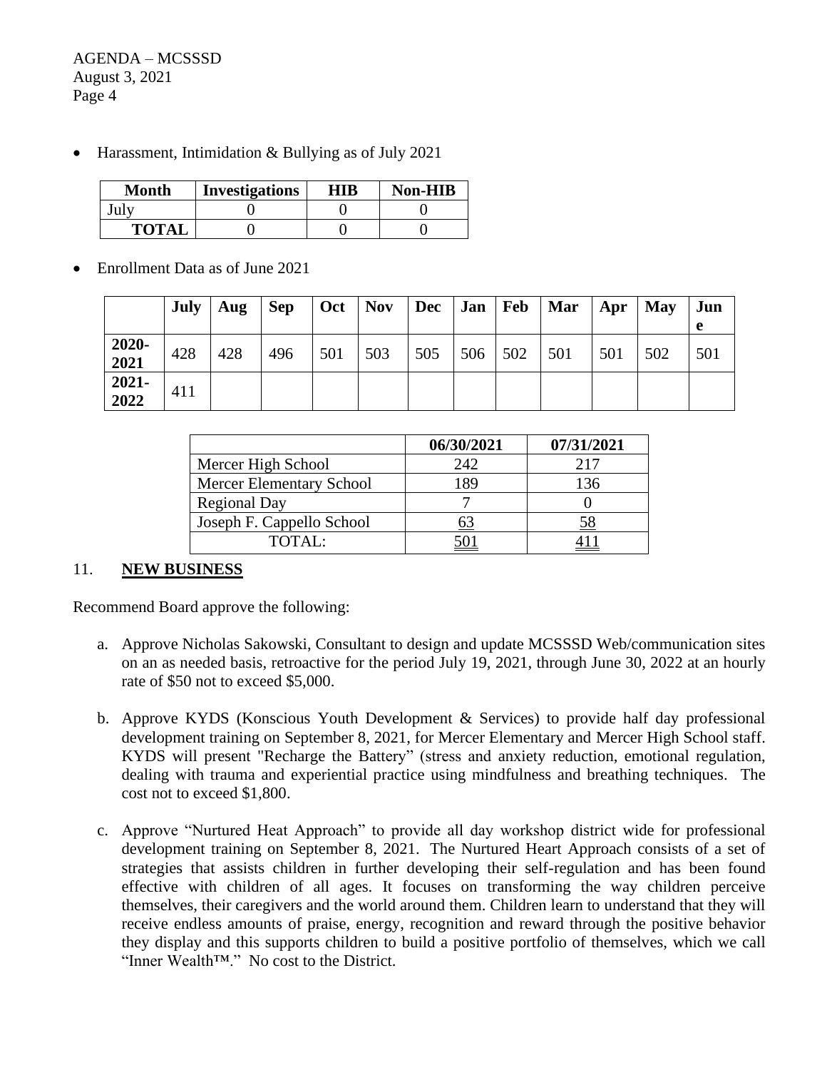- Harassment, Intimidation & Bullying as of July 2021

| Month | Investigations | HIB | Non-HIB |
|---|---|---|---|
| July | 0 | 0 | 0 |
| **TOTAL** | 0 | 0 | 0 |

- Enrollment Data as of June 2021

| | July | Aug | Sep | Oct | Nov | Dec | Jan | Feb | Mar | Apr | May | June |
|---|---|---|---|---|---|---|---|---|---|---|---|---|
| **2020-2021** | 428 | 428 | 496 | 501 | 503 | 505 | 506 | 502 | 501 | 501 | 502 | 501 |
| **2021-2022** | 411 | | | | | | | | | | | |

| | 06/30/2021 | 07/31/2021 |
|---|---|---|
| Mercer High School | 242 | 217 |
| Mercer Elementary School | 189 | 136 |
| Regional Day | 7 | 0 |
| Joseph F. Cappello School | 63 | 58 |
| TOTAL: | 501 | 411 |

## 11. **NEW BUSINESS**

Recommend Board approve the following:

a. Approve Nicholas Sakowski, Consultant to design and update MCSSSD Web/communication sites on an as needed basis, retroactive for the period July 19, 2021, through June 30, 2022 at an hourly rate of $50 not to exceed $5,000.

b. Approve KYDS (Konscious Youth Development & Services) to provide half day professional development training on September 8, 2021, for Mercer Elementary and Mercer High School staff. KYDS will present "Recharge the Battery" (stress and anxiety reduction, emotional regulation, dealing with trauma and experiential practice using mindfulness and breathing techniques. The cost not to exceed $1,800.

c. Approve "Nurtured Heat Approach" to provide all day workshop district wide for professional development training on September 8, 2021. The Nurtured Heart Approach consists of a set of strategies that assists children in further developing their self-regulation and has been found effective with children of all ages. It focuses on transforming the way children perceive themselves, their caregivers and the world around them. Children learn to understand that they will receive endless amounts of praise, energy, recognition and reward through the positive behavior they display and this supports children to build a positive portfolio of themselves, which we call "Inner Wealth™." No cost to the District.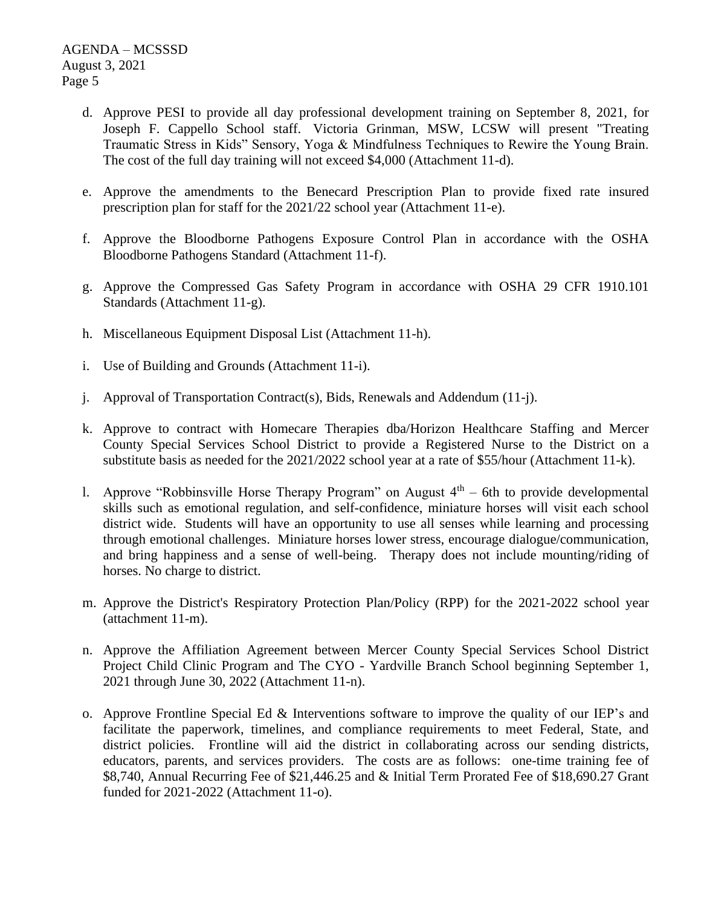d. Approve PESI to provide all day professional development training on September 8, 2021, for Joseph F. Cappello School staff. Victoria Grinman, MSW, LCSW will present "Treating Traumatic Stress in Kids" Sensory, Yoga & Mindfulness Techniques to Rewire the Young Brain. The cost of the full day training will not exceed $4,000 (Attachment 11-d).

e. Approve the amendments to the Benecard Prescription Plan to provide fixed rate insured prescription plan for staff for the 2021/22 school year (Attachment 11-e).

f. Approve the Bloodborne Pathogens Exposure Control Plan in accordance with the OSHA Bloodborne Pathogens Standard (Attachment 11-f).

g. Approve the Compressed Gas Safety Program in accordance with OSHA 29 CFR 1910.101 Standards (Attachment 11-g).

h. Miscellaneous Equipment Disposal List (Attachment 11-h).

i. Use of Building and Grounds (Attachment 11-i).

j. Approval of Transportation Contract(s), Bids, Renewals and Addendum (11-j).

k. Approve to contract with Homecare Therapies dba/Horizon Healthcare Staffing and Mercer County Special Services School District to provide a Registered Nurse to the District on a substitute basis as needed for the 2021/2022 school year at a rate of $55/hour (Attachment 11-k).

l. Approve "Robbinsville Horse Therapy Program" on August 4th – 6th to provide developmental skills such as emotional regulation, and self-confidence, miniature horses will visit each school district wide. Students will have an opportunity to use all senses while learning and processing through emotional challenges. Miniature horses lower stress, encourage dialogue/communication, and bring happiness and a sense of well-being. Therapy does not include mounting/riding of horses. No charge to district.

m. Approve the District's Respiratory Protection Plan/Policy (RPP) for the 2021-2022 school year (attachment 11-m).

n. Approve the Affiliation Agreement between Mercer County Special Services School District Project Child Clinic Program and The CYO - Yardville Branch School beginning September 1, 2021 through June 30, 2022 (Attachment 11-n).

o. Approve Frontline Special Ed & Interventions software to improve the quality of our IEP's and facilitate the paperwork, timelines, and compliance requirements to meet Federal, State, and district policies. Frontline will aid the district in collaborating across our sending districts, educators, parents, and services providers. The costs are as follows: one-time training fee of $8,740, Annual Recurring Fee of $21,446.25 and & Initial Term Prorated Fee of $18,690.27 Grant funded for 2021-2022 (Attachment 11-o).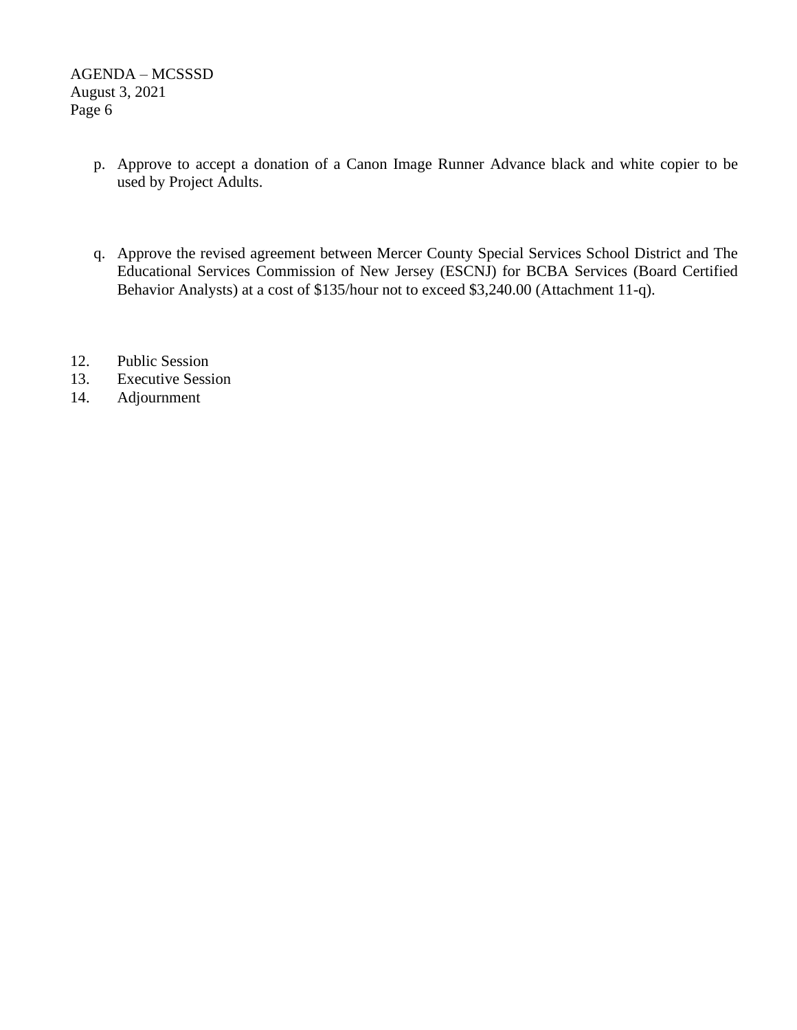p. Approve to accept a donation of a Canon Image Runner Advance black and white copier to be used by Project Adults.

q. Approve the revised agreement between Mercer County Special Services School District and The Educational Services Commission of New Jersey (ESCNJ) for BCBA Services (Board Certified Behavior Analysts) at a cost of $135/hour not to exceed $3,240.00 (Attachment 11-q).

12. Public Session
13. Executive Session
14. Adjournment